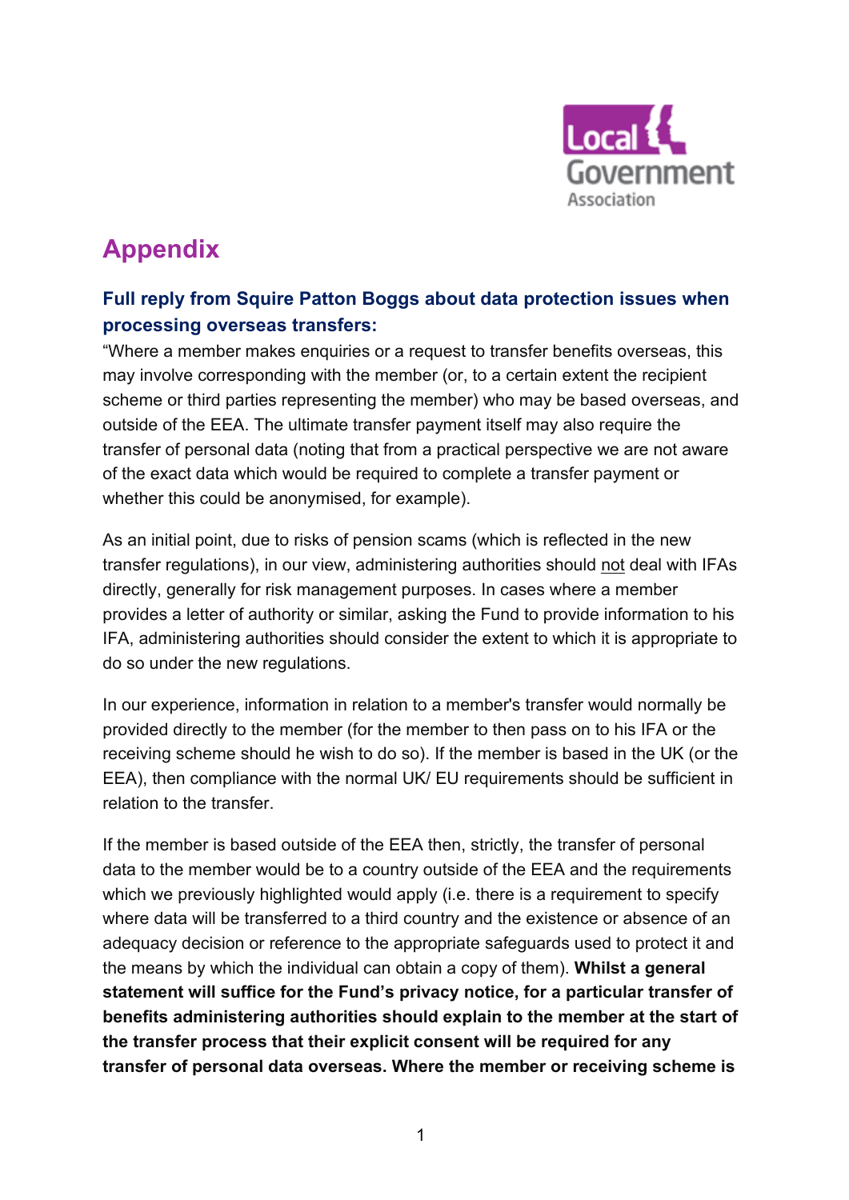# Appendix

## Full reply from Squire Patton Boggs about data protection issues when processing overseas transfers:

"Where a member makes enquiries or a request to transfer benefits overseas, this may involve corresponding with the member (or, to a certain extent the recipient scheme or third parties representing the member) who may be based overseas, and outside of the EEA. The ultimate transfer payment itself may also require the transfer of personal data (noting that from a practical perspective we are not aware of the exact data which would be required to complete a transfer payment or whether this could be anonymised, for example).

As an initial point, due to risks of pension scams (which is reflected in the new transfer regulations), in our view, administering authorities should not deal with IFAs directly, generally for risk management purposes. In cases where a member provides a letter of authority or similar, asking the Fund to provide information to his IFA, administering authorities should consider the extent to which it is appropriate to do so under the new regulations.

In our experience, information in relation to a member's transfer would normally be provided directly to the member (for the member to then pass on to his IFA or the receiving scheme should he wish to do so). If the member is based in the UK (or the EEA), then compliance with the normal UK/ EU requirements should be sufficient in relation to the transfer.

If the member is based outside of the EEA then, strictly, the transfer of personal data to the member would be to a country outside of the EEA and the requirements which we previously highlighted would apply (i.e. there is a requirement to specify where data will be transferred to a third country and the existence or absence of an adequacy decision or reference to the appropriate safeguards used to protect it and the means by which the individual can obtain a copy of them). **Whilst a general statement will suffice for the Fund's privacy notice, for a particular transfer of benefits administering authorities should explain to the member at the start of the transfer process that their explicit consent will be required for any transfer of personal data overseas. Where the member or receiving scheme is**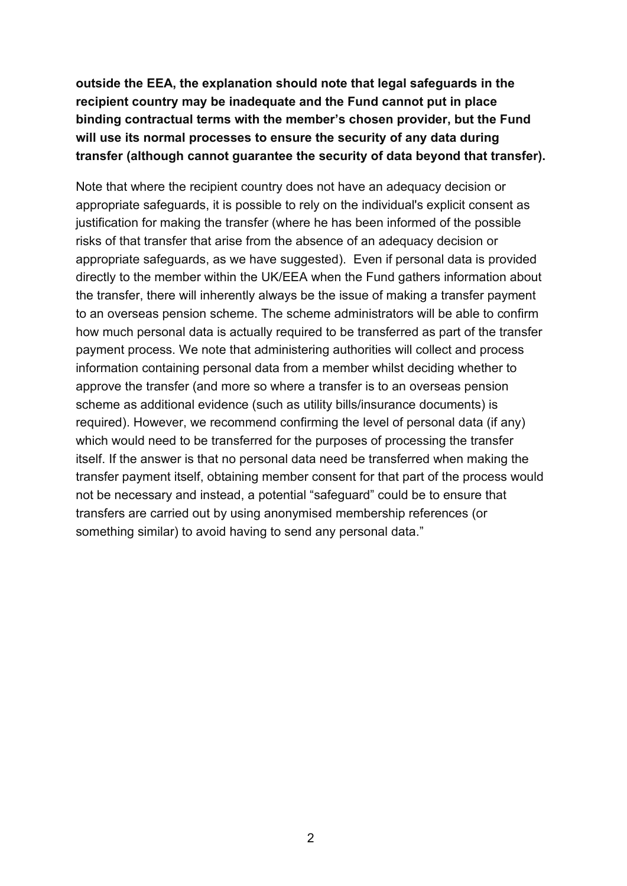**outside the EEA, the explanation should note that legal safeguards in the recipient country may be inadequate and the Fund cannot put in place binding contractual terms with the member's chosen provider, but the Fund will use its normal processes to ensure the security of any data during transfer (although cannot guarantee the security of data beyond that transfer).**

Note that where the recipient country does not have an adequacy decision or appropriate safeguards, it is possible to rely on the individual's explicit consent as justification for making the transfer (where he has been informed of the possible risks of that transfer that arise from the absence of an adequacy decision or appropriate safeguards, as we have suggested). Even if personal data is provided directly to the member within the UK/EEA when the Fund gathers information about the transfer, there will inherently always be the issue of making a transfer payment to an overseas pension scheme. The scheme administrators will be able to confirm how much personal data is actually required to be transferred as part of the transfer payment process. We note that administering authorities will collect and process information containing personal data from a member whilst deciding whether to approve the transfer (and more so where a transfer is to an overseas pension scheme as additional evidence (such as utility bills/insurance documents) is required). However, we recommend confirming the level of personal data (if any) which would need to be transferred for the purposes of processing the transfer itself. If the answer is that no personal data need be transferred when making the transfer payment itself, obtaining member consent for that part of the process would not be necessary and instead, a potential "safeguard" could be to ensure that transfers are carried out by using anonymised membership references (or something similar) to avoid having to send any personal data."